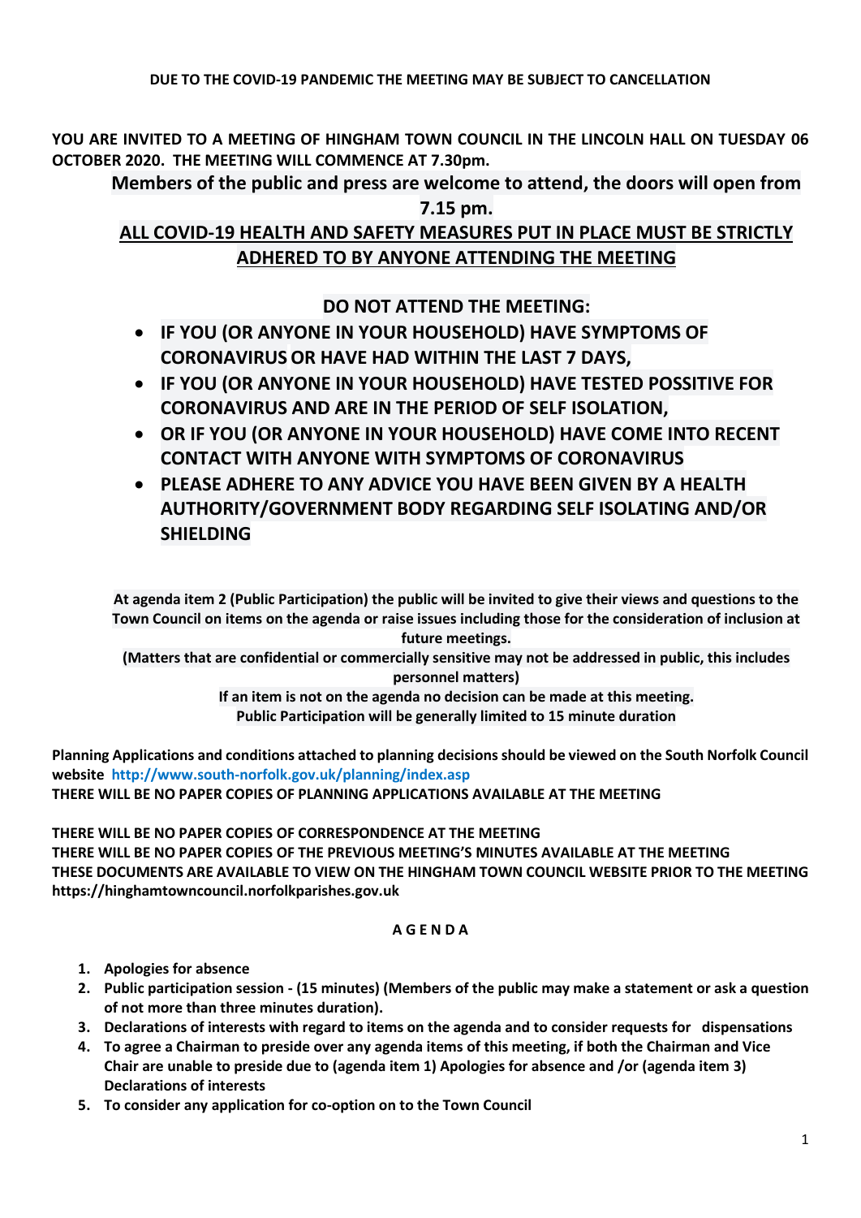**DUE TO THE COVID-19 PANDEMIC THE MEETING MAY BE SUBJECT TO CANCELLATION**

**YOU ARE INVITED TO A MEETING OF HINGHAM TOWN COUNCIL IN THE LINCOLN HALL ON TUESDAY 06 OCTOBER 2020. THE MEETING WILL COMMENCE AT 7.30pm.**

**Members of the public and press are welcome to attend, the doors will open from 7.15 pm.**

**ALL COVID-19 HEALTH AND SAFETY MEASURES PUT IN PLACE MUST BE STRICTLY ADHERED TO BY ANYONE ATTENDING THE MEETING**

**DO NOT ATTEND THE MEETING:**

- **IF YOU (OR ANYONE IN YOUR HOUSEHOLD) HAVE SYMPTOMS OF CORONAVIRUS OR HAVE HAD WITHIN THE LAST 7 DAYS,**
- **IF YOU (OR ANYONE IN YOUR HOUSEHOLD) HAVE TESTED POSSITIVE FOR CORONAVIRUS AND ARE IN THE PERIOD OF SELF ISOLATION,**
- **OR IF YOU (OR ANYONE IN YOUR HOUSEHOLD) HAVE COME INTO RECENT CONTACT WITH ANYONE WITH SYMPTOMS OF CORONAVIRUS**
- **PLEASE ADHERE TO ANY ADVICE YOU HAVE BEEN GIVEN BY A HEALTH AUTHORITY/GOVERNMENT BODY REGARDING SELF ISOLATING AND/OR SHIELDING**

**At agenda item 2 (Public Participation) the public will be invited to give their views and questions to the Town Council on items on the agenda or raise issues including those for the consideration of inclusion at future meetings.**
**(Matters that are confidential or commercially sensitive may not be addressed in public, this includes personnel matters)**
**If an item is not on the agenda no decision can be made at this meeting.**
**Public Participation will be generally limited to 15 minute duration**

**Planning Applications and conditions attached to planning decisions should be viewed on the South Norfolk Council website http://www.south-norfolk.gov.uk/planning/index.asp**
**THERE WILL BE NO PAPER COPIES OF PLANNING APPLICATIONS AVAILABLE AT THE MEETING**

**THERE WILL BE NO PAPER COPIES OF CORRESPONDENCE AT THE MEETING**
**THERE WILL BE NO PAPER COPIES OF THE PREVIOUS MEETING'S MINUTES AVAILABLE AT THE MEETING**
**THESE DOCUMENTS ARE AVAILABLE TO VIEW ON THE HINGHAM TOWN COUNCIL WEBSITE PRIOR TO THE MEETING https://hinghamtowncouncil.norfolkparishes.gov.uk**

## A G E N D A

1. **Apologies for absence**
2. **Public participation session - (15 minutes) (Members of the public may make a statement or ask a question of not more than three minutes duration).**
3. **Declarations of interests with regard to items on the agenda and to consider requests for dispensations**
4. **To agree a Chairman to preside over any agenda items of this meeting, if both the Chairman and Vice Chair are unable to preside due to (agenda item 1) Apologies for absence and /or (agenda item 3) Declarations of interests**
5. **To consider any application for co-option on to the Town Council**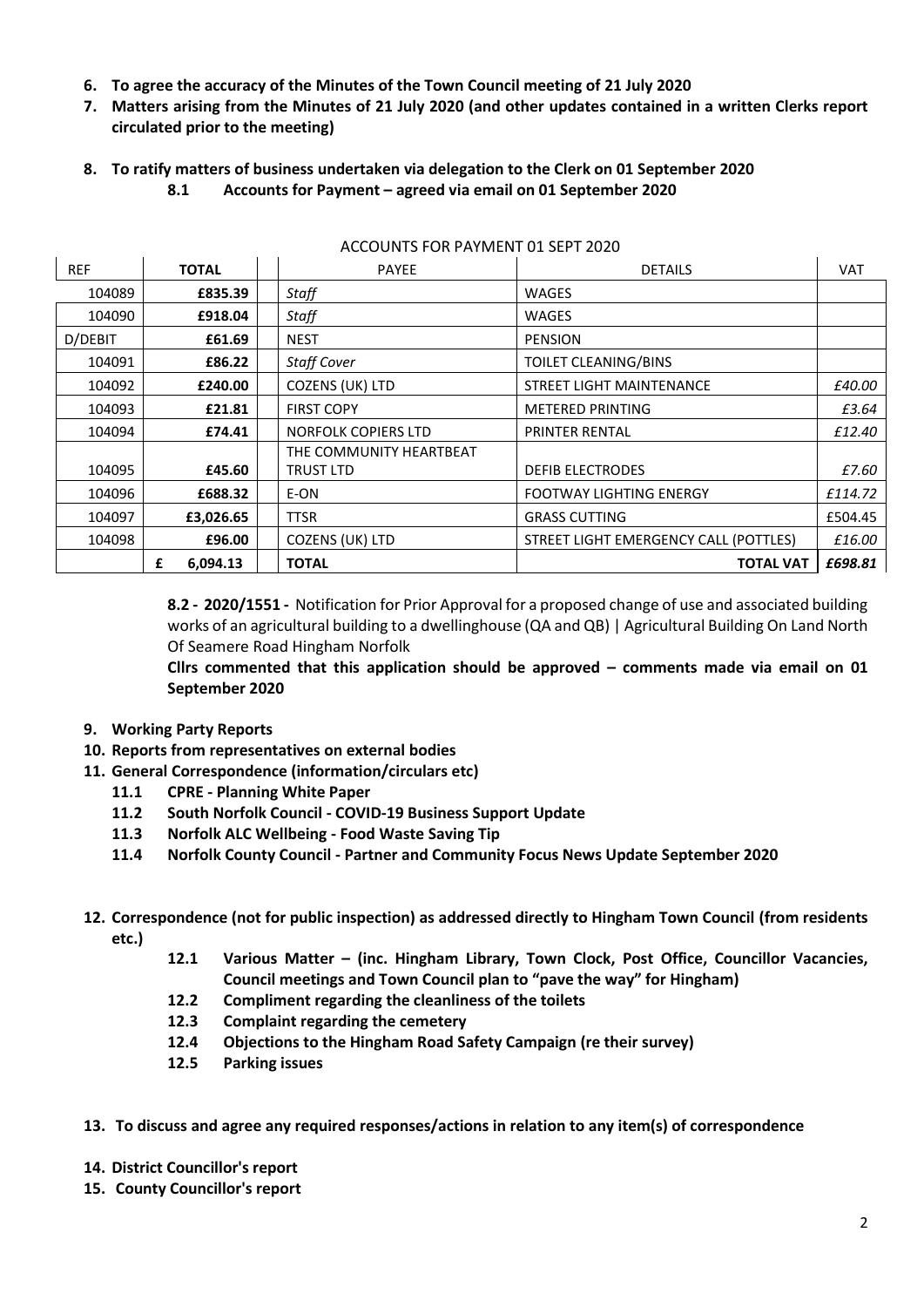6. **To agree the accuracy of the Minutes of the Town Council meeting of 21 July 2020**
7. **Matters arising from the Minutes of 21 July 2020 (and other updates contained in a written Clerks report circulated prior to the meeting)**
8. **To ratify matters of business undertaken via delegation to the Clerk on 01 September 2020**
   - **8.1 Accounts for Payment – agreed via email on 01 September 2020**

ACCOUNTS FOR PAYMENT 01 SEPT 2020

| REF | TOTAL | PAYEE | DETAILS | VAT |
|---|---|---|---|---|
| 104089 | **£835.39** | *Staff* | WAGES | |
| 104090 | **£918.04** | *Staff* | WAGES | |
| D/DEBIT | **£61.69** | NEST | PENSION | |
| 104091 | **£86.22** | *Staff Cover* | TOILET CLEANING/BINS | |
| 104092 | **£240.00** | COZENS (UK) LTD | STREET LIGHT MAINTENANCE | *£40.00* |
| 104093 | **£21.81** | FIRST COPY | METERED PRINTING | *£3.64* |
| 104094 | **£74.41** | NORFOLK COPIERS LTD | PRINTER RENTAL | *£12.40* |
| 104095 | **£45.60** | THE COMMUNITY HEARTBEAT TRUST LTD | DEFIB ELECTRODES | *£7.60* |
| 104096 | **£688.32** | E-ON | FOOTWAY LIGHTING ENERGY | *£114.72* |
| 104097 | **£3,026.65** | TTSR | GRASS CUTTING | £504.45 |
| 104098 | **£96.00** | COZENS (UK) LTD | STREET LIGHT EMERGENCY CALL (POTTLES) | *£16.00* |
| | **£ 6,094.13** | **TOTAL** | **TOTAL VAT** | ***£698.81*** |

**8.2 - 2020/1551 -** Notification for Prior Approval for a proposed change of use and associated building works of an agricultural building to a dwellinghouse (QA and QB) | Agricultural Building On Land North Of Seamere Road Hingham Norfolk

**Cllrs commented that this application should be approved – comments made via email on 01 September 2020**

9. **Working Party Reports**
10. **Reports from representatives on external bodies**
11. **General Correspondence (information/circulars etc)**
    - **11.1 CPRE - Planning White Paper**
    - **11.2 South Norfolk Council - COVID-19 Business Support Update**
    - **11.3 Norfolk ALC Wellbeing - Food Waste Saving Tip**
    - **11.4 Norfolk County Council - Partner and Community Focus News Update September 2020**
12. **Correspondence (not for public inspection) as addressed directly to Hingham Town Council (from residents etc.)**
    - **12.1 Various Matter – (inc. Hingham Library, Town Clock, Post Office, Councillor Vacancies, Council meetings and Town Council plan to "pave the way" for Hingham)**
    - **12.2 Compliment regarding the cleanliness of the toilets**
    - **12.3 Complaint regarding the cemetery**
    - **12.4 Objections to the Hingham Road Safety Campaign (re their survey)**
    - **12.5 Parking issues**
13. **To discuss and agree any required responses/actions in relation to any item(s) of correspondence**
14. **District Councillor's report**
15. **County Councillor's report**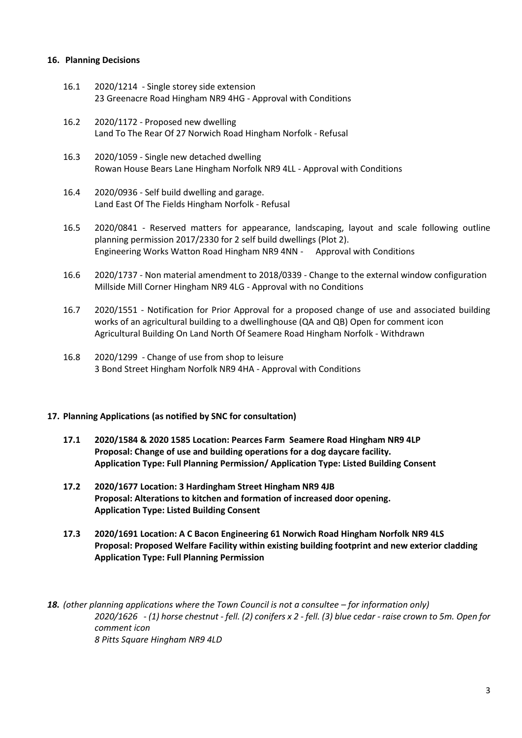**16. Planning Decisions**

16.1 2020/1214 - Single storey side extension
23 Greenacre Road Hingham NR9 4HG - Approval with Conditions

16.2 2020/1172 - Proposed new dwelling
Land To The Rear Of 27 Norwich Road Hingham Norfolk - Refusal

16.3 2020/1059 - Single new detached dwelling
Rowan House Bears Lane Hingham Norfolk NR9 4LL - Approval with Conditions

16.4 2020/0936 - Self build dwelling and garage.
Land East Of The Fields Hingham Norfolk - Refusal

16.5 2020/0841 - Reserved matters for appearance, landscaping, layout and scale following outline planning permission 2017/2330 for 2 self build dwellings (Plot 2).
Engineering Works Watton Road Hingham NR9 4NN - Approval with Conditions

16.6 2020/1737 - Non material amendment to 2018/0339 - Change to the external window configuration
Millside Mill Corner Hingham NR9 4LG - Approval with no Conditions

16.7 2020/1551 - Notification for Prior Approval for a proposed change of use and associated building works of an agricultural building to a dwellinghouse (QA and QB) Open for comment icon
Agricultural Building On Land North Of Seamere Road Hingham Norfolk - Withdrawn

16.8 2020/1299 - Change of use from shop to leisure
3 Bond Street Hingham Norfolk NR9 4HA - Approval with Conditions

**17. Planning Applications (as notified by SNC for consultation)**

**17.1 2020/1584 & 2020 1585 Location: Pearces Farm Seamere Road Hingham NR9 4LP**
**Proposal: Change of use and building operations for a dog daycare facility.**
**Application Type: Full Planning Permission/ Application Type: Listed Building Consent**

**17.2 2020/1677 Location: 3 Hardingham Street Hingham NR9 4JB**
**Proposal: Alterations to kitchen and formation of increased door opening.**
**Application Type: Listed Building Consent**

**17.3 2020/1691 Location: A C Bacon Engineering 61 Norwich Road Hingham Norfolk NR9 4LS**
**Proposal: Proposed Welfare Facility within existing building footprint and new exterior cladding**
**Application Type: Full Planning Permission**

***18.*** *(other planning applications where the Town Council is not a consultee – for information only)*
*2020/1626 - (1) horse chestnut - fell. (2) conifers x 2 - fell. (3) blue cedar - raise crown to 5m. Open for comment icon*
*8 Pitts Square Hingham NR9 4LD*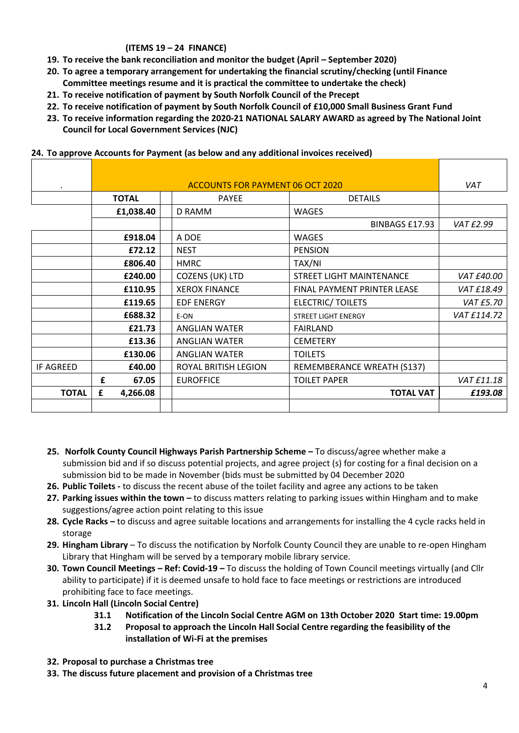**(ITEMS 19 – 24 FINANCE)**

19. **To receive the bank reconciliation and monitor the budget (April – September 2020)**
20. **To agree a temporary arrangement for undertaking the financial scrutiny/checking (until Finance Committee meetings resume and it is practical the committee to undertake the check)**
21. **To receive notification of payment by South Norfolk Council of the Precept**
22. **To receive notification of payment by South Norfolk Council of £10,000 Small Business Grant Fund**
23. **To receive information regarding the 2020-21 NATIONAL SALARY AWARD as agreed by The National Joint Council for Local Government Services (NJC)**

**24. To approve Accounts for Payment (as below and any additional invoices received)**

| . | ACCOUNTS FOR PAYMENT 06 OCT 2020 | | | | *VAT* |
|---|---|---|---|---|---|
| | **TOTAL** | | PAYEE | DETAILS | |
| | **£1,038.40** | | D RAMM | WAGES | |
| | | | | BINBAGS £17.93 | *VAT £2.99* |
| | **£918.04** | | A DOE | WAGES | |
| | **£72.12** | | NEST | PENSION | |
| | **£806.40** | | HMRC | TAX/NI | |
| | **£240.00** | | COZENS (UK) LTD | STREET LIGHT MAINTENANCE | *VAT £40.00* |
| | **£110.95** | | XEROX FINANCE | FINAL PAYMENT PRINTER LEASE | *VAT £18.49* |
| | **£119.65** | | EDF ENERGY | ELECTRIC/ TOILETS | *VAT £5.70* |
| | **£688.32** | | E-ON | STREET LIGHT ENERGY | *VAT £114.72* |
| | **£21.73** | | ANGLIAN WATER | FAIRLAND | |
| | **£13.36** | | ANGLIAN WATER | CEMETERY | |
| | **£130.06** | | ANGLIAN WATER | TOILETS | |
| IF AGREED | **£40.00** | | ROYAL BRITISH LEGION | REMEMBERANCE WREATH (S137) | |
| | **£ 67.05** | | EUROFFICE | TOILET PAPER | *VAT £11.18* |
| **TOTAL** | **£ 4,266.08** | | | **TOTAL VAT** | ***£193.08*** |
| | | | | | |

25. **Norfolk County Council Highways Parish Partnership Scheme –** To discuss/agree whether make a submission bid and if so discuss potential projects, and agree project (s) for costing for a final decision on a submission bid to be made in November (bids must be submitted by 04 December 2020
26. **Public Toilets -** to discuss the recent abuse of the toilet facility and agree any actions to be taken
27. **Parking issues within the town –** to discuss matters relating to parking issues within Hingham and to make suggestions/agree action point relating to this issue
28. **Cycle Racks –** to discuss and agree suitable locations and arrangements for installing the 4 cycle racks held in storage
29. **Hingham Library** – To discuss the notification by Norfolk County Council they are unable to re-open Hingham Library that Hingham will be served by a temporary mobile library service.
30. **Town Council Meetings – Ref: Covid-19 –** To discuss the holding of Town Council meetings virtually (and Cllr ability to participate) if it is deemed unsafe to hold face to face meetings or restrictions are introduced prohibiting face to face meetings.
31. **Lincoln Hall (Lincoln Social Centre)**
    - **31.1 Notification of the Lincoln Social Centre AGM on 13th October 2020 Start time: 19.00pm**
    - **31.2 Proposal to approach the Lincoln Hall Social Centre regarding the feasibility of the installation of Wi-Fi at the premises**
32. **Proposal to purchase a Christmas tree**
33. **The discuss future placement and provision of a Christmas tree**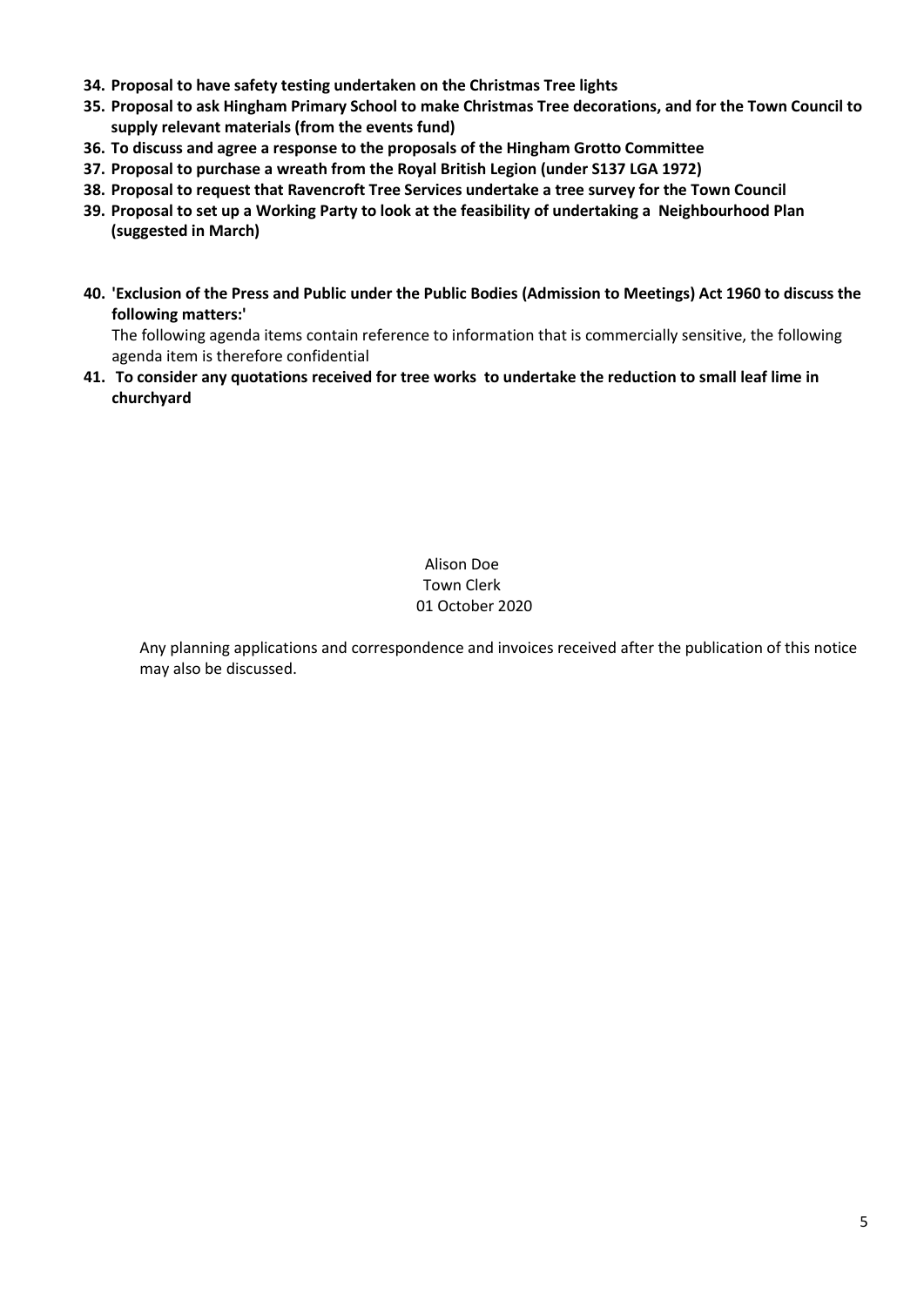34. **Proposal to have safety testing undertaken on the Christmas Tree lights**
35. **Proposal to ask Hingham Primary School to make Christmas Tree decorations, and for the Town Council to supply relevant materials (from the events fund)**
36. **To discuss and agree a response to the proposals of the Hingham Grotto Committee**
37. **Proposal to purchase a wreath from the Royal British Legion (under S137 LGA 1972)**
38. **Proposal to request that Ravencroft Tree Services undertake a tree survey for the Town Council**
39. **Proposal to set up a Working Party to look at the feasibility of undertaking a Neighbourhood Plan (suggested in March)**
40. **'Exclusion of the Press and Public under the Public Bodies (Admission to Meetings) Act 1960 to discuss the following matters:'**

    The following agenda items contain reference to information that is commercially sensitive, the following agenda item is therefore confidential
41. **To consider any quotations received for tree works to undertake the reduction to small leaf lime in churchyard**

Alison Doe
Town Clerk
01 October 2020

Any planning applications and correspondence and invoices received after the publication of this notice may also be discussed.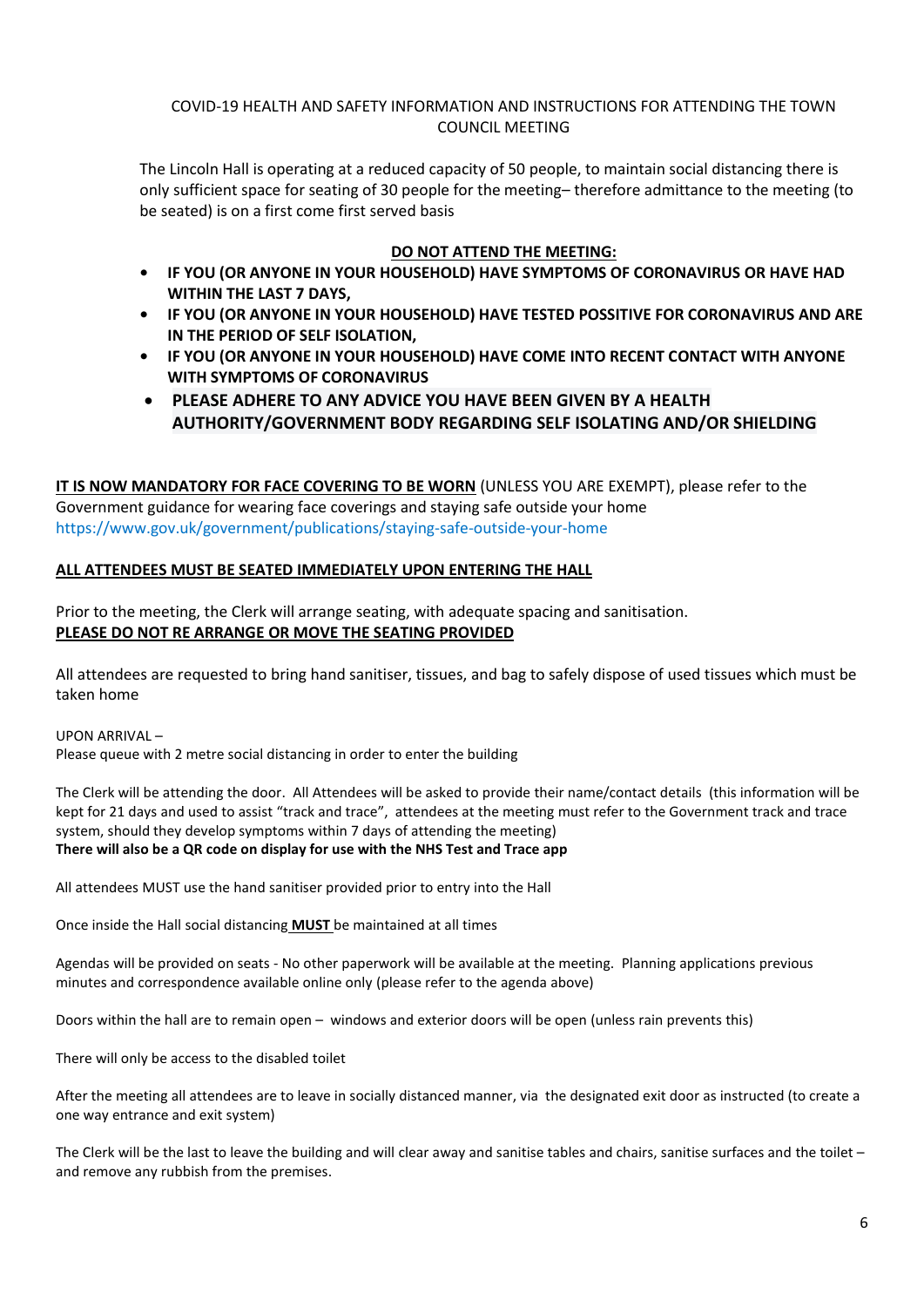COVID-19 HEALTH AND SAFETY INFORMATION AND INSTRUCTIONS FOR ATTENDING THE TOWN COUNCIL MEETING

The Lincoln Hall is operating at a reduced capacity of 50 people, to maintain social distancing there is only sufficient space for seating of 30 people for the meeting– therefore admittance to the meeting (to be seated) is on a first come first served basis

**DO NOT ATTEND THE MEETING:**

- **IF YOU (OR ANYONE IN YOUR HOUSEHOLD) HAVE SYMPTOMS OF CORONAVIRUS OR HAVE HAD WITHIN THE LAST 7 DAYS,**
- **IF YOU (OR ANYONE IN YOUR HOUSEHOLD) HAVE TESTED POSITIVE FOR CORONAVIRUS AND ARE IN THE PERIOD OF SELF ISOLATION,**
- **IF YOU (OR ANYONE IN YOUR HOUSEHOLD) HAVE COME INTO RECENT CONTACT WITH ANYONE WITH SYMPTOMS OF CORONAVIRUS**
- **PLEASE ADHERE TO ANY ADVICE YOU HAVE BEEN GIVEN BY A HEALTH AUTHORITY/GOVERNMENT BODY REGARDING SELF ISOLATING AND/OR SHIELDING**

**IT IS NOW MANDATORY FOR FACE COVERING TO BE WORN** (UNLESS YOU ARE EXEMPT), please refer to the Government guidance for wearing face coverings and staying safe outside your home https://www.gov.uk/government/publications/staying-safe-outside-your-home

**ALL ATTENDEES MUST BE SEATED IMMEDIATELY UPON ENTERING THE HALL**

Prior to the meeting, the Clerk will arrange seating, with adequate spacing and sanitisation.
**PLEASE DO NOT RE ARRANGE OR MOVE THE SEATING PROVIDED**

All attendees are requested to bring hand sanitiser, tissues, and bag to safely dispose of used tissues which must be taken home

UPON ARRIVAL –
Please queue with 2 metre social distancing in order to enter the building

The Clerk will be attending the door. All Attendees will be asked to provide their name/contact details (this information will be kept for 21 days and used to assist "track and trace", attendees at the meeting must refer to the Government track and trace system, should they develop symptoms within 7 days of attending the meeting)
**There will also be a QR code on display for use with the NHS Test and Trace app**

All attendees MUST use the hand sanitiser provided prior to entry into the Hall

Once inside the Hall social distancing **MUST** be maintained at all times

Agendas will be provided on seats - No other paperwork will be available at the meeting. Planning applications previous minutes and correspondence available online only (please refer to the agenda above)

Doors within the hall are to remain open – windows and exterior doors will be open (unless rain prevents this)

There will only be access to the disabled toilet

After the meeting all attendees are to leave in socially distanced manner, via the designated exit door as instructed (to create a one way entrance and exit system)

The Clerk will be the last to leave the building and will clear away and sanitise tables and chairs, sanitise surfaces and the toilet – and remove any rubbish from the premises.